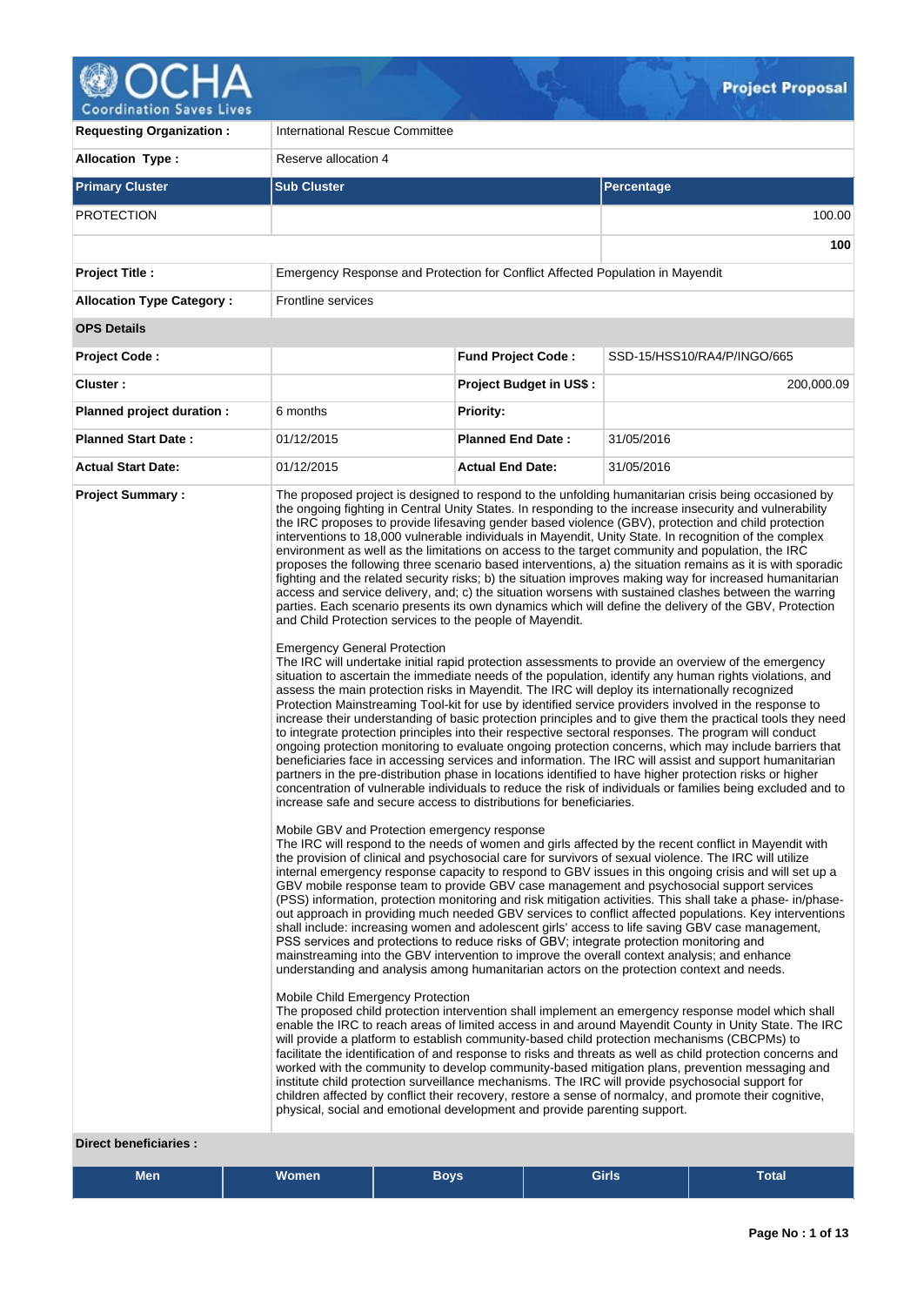# Project Proposal

| | |
|---|---|
| **Requesting Organization :** | International Rescue Committee |
| **Allocation Type :** | Reserve allocation 4 |

| Primary Cluster | Sub Cluster | Percentage |
|---|---|---|
| PROTECTION | | 100.00 |
| | | **100** |

| | |
|---|---|
| **Project Title :** | Emergency Response and Protection for Conflict Affected Population in Mayendit |
| **Allocation Type Category :** | Frontline services |

**OPS Details**

| | | | |
|---|---|---|---|
| **Project Code :** | | **Fund Project Code :** | SSD-15/HSS10/RA4/P/INGO/665 |
| **Cluster :** | | **Project Budget in US$ :** | 200,000.09 |
| **Planned project duration :** | 6 months | **Priority:** | |
| **Planned Start Date :** | 01/12/2015 | **Planned End Date :** | 31/05/2016 |
| **Actual Start Date:** | 01/12/2015 | **Actual End Date:** | 31/05/2016 |

**Project Summary :**

The proposed project is designed to respond to the unfolding humanitarian crisis being occasioned by the ongoing fighting in Central Unity States. In responding to the increase insecurity and vulnerability the IRC proposes to provide lifesaving gender based violence (GBV), protection and child protection interventions to 18,000 vulnerable individuals in Mayendit, Unity State. In recognition of the complex environment as well as the limitations on access to the target community and population, the IRC proposes the following three scenario based interventions, a) the situation remains as it is with sporadic fighting and the related security risks; b) the situation improves making way for increased humanitarian access and service delivery, and; c) the situation worsens with sustained clashes between the warring parties. Each scenario presents its own dynamics which will define the delivery of the GBV, Protection and Child Protection services to the people of Mayendit.

Emergency General Protection
The IRC will undertake initial rapid protection assessments to provide an overview of the emergency situation to ascertain the immediate needs of the population, identify any human rights violations, and assess the main protection risks in Mayendit. The IRC will deploy its internationally recognized Protection Mainstreaming Tool-kit for use by identified service providers involved in the response to increase their understanding of basic protection principles and to give them the practical tools they need to integrate protection principles into their respective sectoral responses. The program will conduct ongoing protection monitoring to evaluate ongoing protection concerns, which may include barriers that beneficiaries face in accessing services and information. The IRC will assist and support humanitarian partners in the pre-distribution phase in locations identified to have higher protection risks or higher concentration of vulnerable individuals to reduce the risk of individuals or families being excluded and to increase safe and secure access to distributions for beneficiaries.

Mobile GBV and Protection emergency response
The IRC will respond to the needs of women and girls affected by the recent conflict in Mayendit with the provision of clinical and psychosocial care for survivors of sexual violence. The IRC will utilize internal emergency response capacity to respond to GBV issues in this ongoing crisis and will set up a GBV mobile response team to provide GBV case management and psychosocial support services (PSS) information, protection monitoring and risk mitigation activities. This shall take a phase- in/phase-out approach in providing much needed GBV services to conflict affected populations. Key interventions shall include: increasing women and adolescent girls' access to life saving GBV case management, PSS services and protections to reduce risks of GBV; integrate protection monitoring and mainstreaming into the GBV intervention to improve the overall context analysis; and enhance understanding and analysis among humanitarian actors on the protection context and needs.

Mobile Child Emergency Protection
The proposed child protection intervention shall implement an emergency response model which shall enable the IRC to reach areas of limited access in and around Mayendit County in Unity State. The IRC will provide a platform to establish community-based child protection mechanisms (CBCPMs) to facilitate the identification of and response to risks and threats as well as child protection concerns and worked with the community to develop community-based mitigation plans, prevention messaging and institute child protection surveillance mechanisms. The IRC will provide psychosocial support for children affected by conflict their recovery, restore a sense of normalcy, and promote their cognitive, physical, social and emotional development and provide parenting support.

**Direct beneficiaries :**

| Men | Women | Boys | Girls | Total |
|---|---|---|---|---|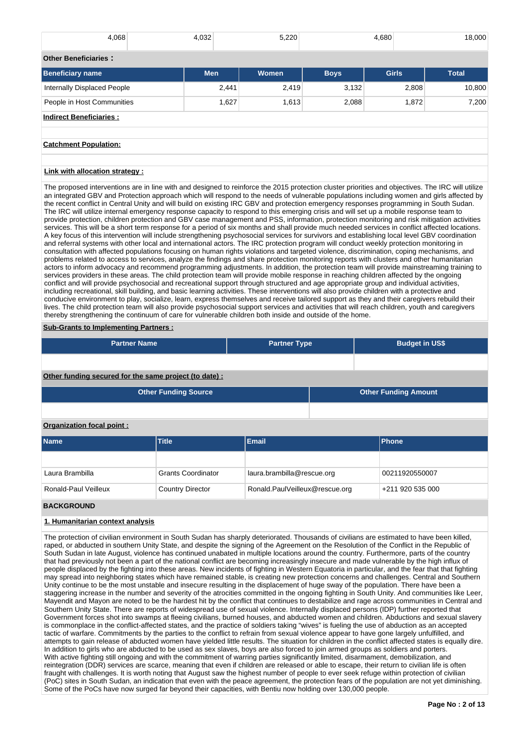| 4,068 | 4,032 | 5,220 | 4,680 | 18,000 |
|---|---|---|---|---|

**Other Beneficiaries :**

| Beneficiary name | Men | Women | Boys | Girls | Total |
|---|---|---|---|---|---|
| Internally Displaced People | 2,441 | 2,419 | 3,132 | 2,808 | 10,800 |
| People in Host Communities | 1,627 | 1,613 | 2,088 | 1,872 | 7,200 |

**Indirect Beneficiaries :**

**Catchment Population:**

**Link with allocation strategy :**

The proposed interventions are in line with and designed to reinforce the 2015 protection cluster priorities and objectives. The IRC will utilize an integrated GBV and Protection approach which will respond to the needs of vulnerable populations including women and girls affected by the recent conflict in Central Unity and will build on existing IRC GBV and protection emergency responses programming in South Sudan. The IRC will utilize internal emergency response capacity to respond to this emerging crisis and will set up a mobile response team to provide protection, children protection and GBV case management and PSS, information, protection monitoring and risk mitigation activities services. This will be a short term response for a period of six months and shall provide much needed services in conflict affected locations. A key focus of this intervention will include strengthening psychosocial services for survivors and establishing local level GBV coordination and referral systems with other local and international actors. The IRC protection program will conduct weekly protection monitoring in consultation with affected populations focusing on human rights violations and targeted violence, discrimination, coping mechanisms, and problems related to access to services, analyze the findings and share protection monitoring reports with clusters and other humanitarian actors to inform advocacy and recommend programming adjustments. In addition, the protection team will provide protection mainstreaming training to services providers in these areas. The child protection team will provide mobile response in reaching children affected by the ongoing conflict and will provide psychosocial and recreational support through structured and age appropriate group and individual activities, including recreational, skill building, and basic learning activities. These interventions will also provide children with a protective and conducive environment to play, socialize, learn, express themselves and receive tailored support as they and their caregivers rebuild their lives. The child protection team will also provide psychosocial support services and activities that will reach children, youth and caregivers thereby strengthening the continuum of care for vulnerable children both inside and outside of the home.

**Sub-Grants to Implementing Partners :**

| Partner Name | Partner Type | Budget in US$ |
|---|---|---|
| | | |

**Other funding secured for the same project (to date) :**

| Other Funding Source | Other Funding Amount |
|---|---|
| | |

**Organization focal point :**

| Name | Title | Email | Phone |
|---|---|---|---|
| | | | |
| Laura Brambilla | Grants Coordinator | laura.brambilla@rescue.org | 00211920550007 |
| Ronald-Paul Veilleux | Country Director | Ronald.PaulVeilleux@rescue.org | +211 920 535 000 |

## BACKGROUND

### 1. Humanitarian context analysis

The protection of civilian environment in South Sudan has sharply deteriorated. Thousands of civilians are estimated to have been killed, raped, or abducted in southern Unity State, and despite the signing of the Agreement on the Resolution of the Conflict in the Republic of South Sudan in late August, violence has continued unabated in multiple locations around the country. Furthermore, parts of the country that had previously not been a part of the national conflict are becoming increasingly insecure and made vulnerable by the high influx of people displaced by the fighting into these areas. New incidents of fighting in Western Equatoria in particular, and the fear that that fighting may spread into neighboring states which have remained stable, is creating new protection concerns and challenges. Central and Southern Unity continue to be the most unstable and insecure resulting in the displacement of huge sway of the population. There have been a staggering increase in the number and severity of the atrocities committed in the ongoing fighting in South Unity. And communities like Leer, Mayendit and Mayon are noted to be the hardest hit by the conflict that continues to destabilize and rage across communities in Central and Southern Unity State. There are reports of widespread use of sexual violence. Internally displaced persons (IDP) further reported that Government forces shot into swamps at fleeing civilians, burned houses, and abducted women and children. Abductions and sexual slavery is commonplace in the conflict-affected states, and the practice of soldiers taking "wives" is fueling the use of abduction as an accepted tactic of warfare. Commitments by the parties to the conflict to refrain from sexual violence appear to have gone largely unfulfilled, and attempts to gain release of abducted women have yielded little results. The situation for children in the conflict affected states is equally dire. In addition to girls who are abducted to be used as sex slaves, boys are also forced to join armed groups as soldiers and porters.
With active fighting still ongoing and with the commitment of warring parties significantly limited, disarmament, demobilization, and reintegration (DDR) services are scarce, meaning that even if children are released or able to escape, their return to civilian life is often fraught with challenges. It is worth noting that August saw the highest number of people to ever seek refuge within protection of civilian (PoC) sites in South Sudan, an indication that even with the peace agreement, the protection fears of the population are not yet diminishing. Some of the PoCs have now surged far beyond their capacities, with Bentiu now holding over 130,000 people.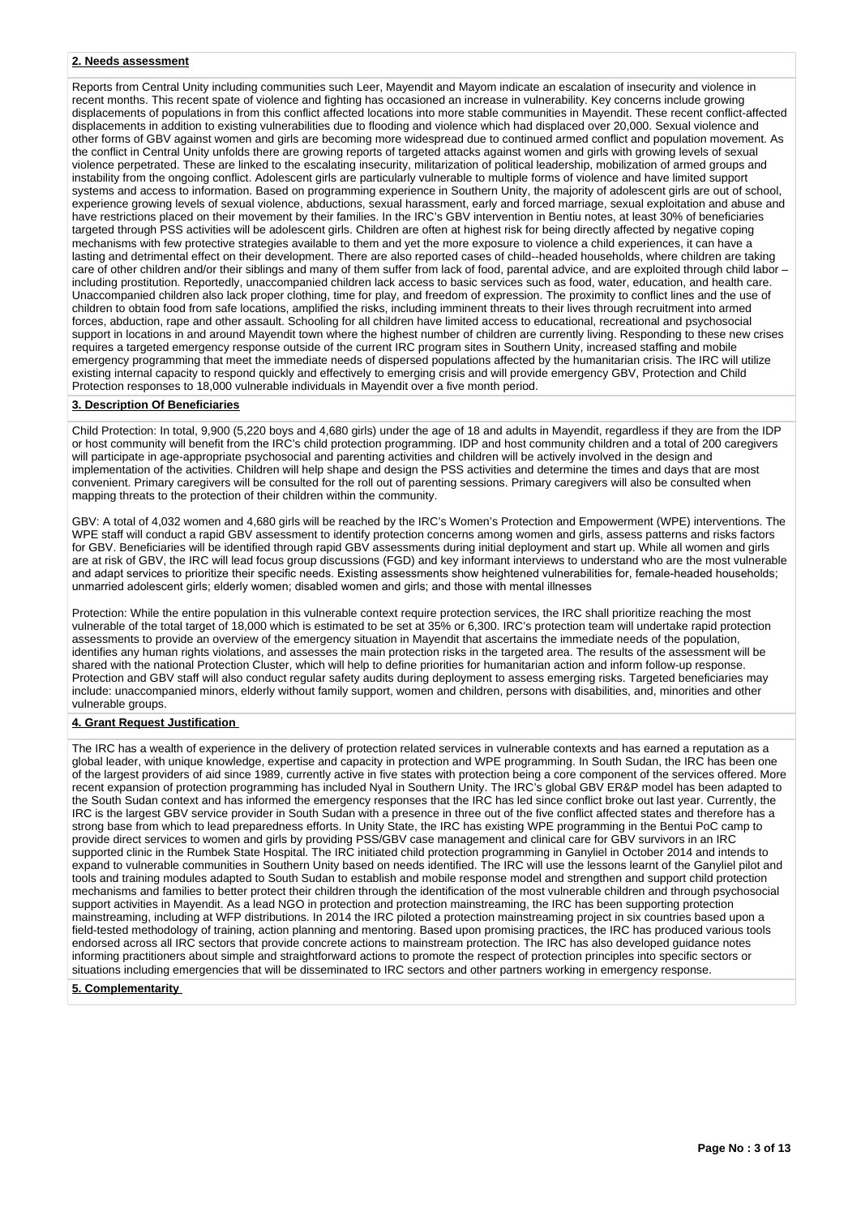## 2. Needs assessment

Reports from Central Unity including communities such Leer, Mayendit and Mayom indicate an escalation of insecurity and violence in recent months. This recent spate of violence and fighting has occasioned an increase in vulnerability. Key concerns include growing displacements of populations in from this conflict affected locations into more stable communities in Mayendit. These recent conflict-affected displacements in addition to existing vulnerabilities due to flooding and violence which had displaced over 20,000. Sexual violence and other forms of GBV against women and girls are becoming more widespread due to continued armed conflict and population movement. As the conflict in Central Unity unfolds there are growing reports of targeted attacks against women and girls with growing levels of sexual violence perpetrated. These are linked to the escalating insecurity, militarization of political leadership, mobilization of armed groups and instability from the ongoing conflict. Adolescent girls are particularly vulnerable to multiple forms of violence and have limited support systems and access to information. Based on programming experience in Southern Unity, the majority of adolescent girls are out of school, experience growing levels of sexual violence, abductions, sexual harassment, early and forced marriage, sexual exploitation and abuse and have restrictions placed on their movement by their families. In the IRC's GBV intervention in Bentiu notes, at least 30% of beneficiaries targeted through PSS activities will be adolescent girls. Children are often at highest risk for being directly affected by negative coping mechanisms with few protective strategies available to them and yet the more exposure to violence a child experiences, it can have a lasting and detrimental effect on their development. There are also reported cases of child--headed households, where children are taking care of other children and/or their siblings and many of them suffer from lack of food, parental advice, and are exploited through child labor – including prostitution. Reportedly, unaccompanied children lack access to basic services such as food, water, education, and health care. Unaccompanied children also lack proper clothing, time for play, and freedom of expression. The proximity to conflict lines and the use of children to obtain food from safe locations, amplified the risks, including imminent threats to their lives through recruitment into armed forces, abduction, rape and other assault. Schooling for all children have limited access to educational, recreational and psychosocial support in locations in and around Mayendit town where the highest number of children are currently living. Responding to these new crises requires a targeted emergency response outside of the current IRC program sites in Southern Unity, increased staffing and mobile emergency programming that meet the immediate needs of dispersed populations affected by the humanitarian crisis. The IRC will utilize existing internal capacity to respond quickly and effectively to emerging crisis and will provide emergency GBV, Protection and Child Protection responses to 18,000 vulnerable individuals in Mayendit over a five month period.

## 3. Description Of Beneficiaries

Child Protection: In total, 9,900 (5,220 boys and 4,680 girls) under the age of 18 and adults in Mayendit, regardless if they are from the IDP or host community will benefit from the IRC's child protection programming. IDP and host community children and a total of 200 caregivers will participate in age-appropriate psychosocial and parenting activities and children will be actively involved in the design and implementation of the activities. Children will help shape and design the PSS activities and determine the times and days that are most convenient. Primary caregivers will be consulted for the roll out of parenting sessions. Primary caregivers will also be consulted when mapping threats to the protection of their children within the community.

GBV: A total of 4,032 women and 4,680 girls will be reached by the IRC's Women's Protection and Empowerment (WPE) interventions. The WPE staff will conduct a rapid GBV assessment to identify protection concerns among women and girls, assess patterns and risks factors for GBV. Beneficiaries will be identified through rapid GBV assessments during initial deployment and start up. While all women and girls are at risk of GBV, the IRC will lead focus group discussions (FGD) and key informant interviews to understand who are the most vulnerable and adapt services to prioritize their specific needs. Existing assessments show heightened vulnerabilities for, female-headed households; unmarried adolescent girls; elderly women; disabled women and girls; and those with mental illnesses

Protection: While the entire population in this vulnerable context require protection services, the IRC shall prioritize reaching the most vulnerable of the total target of 18,000 which is estimated to be set at 35% or 6,300. IRC's protection team will undertake rapid protection assessments to provide an overview of the emergency situation in Mayendit that ascertains the immediate needs of the population, identifies any human rights violations, and assesses the main protection risks in the targeted area. The results of the assessment will be shared with the national Protection Cluster, which will help to define priorities for humanitarian action and inform follow-up response. Protection and GBV staff will also conduct regular safety audits during deployment to assess emerging risks. Targeted beneficiaries may include: unaccompanied minors, elderly without family support, women and children, persons with disabilities, and, minorities and other vulnerable groups.

## 4. Grant Request Justification

The IRC has a wealth of experience in the delivery of protection related services in vulnerable contexts and has earned a reputation as a global leader, with unique knowledge, expertise and capacity in protection and WPE programming. In South Sudan, the IRC has been one of the largest providers of aid since 1989, currently active in five states with protection being a core component of the services offered. More recent expansion of protection programming has included Nyal in Southern Unity. The IRC's global GBV ER&P model has been adapted to the South Sudan context and has informed the emergency responses that the IRC has led since conflict broke out last year. Currently, the IRC is the largest GBV service provider in South Sudan with a presence in three out of the five conflict affected states and therefore has a strong base from which to lead preparedness efforts. In Unity State, the IRC has existing WPE programming in the Bentui PoC camp to provide direct services to women and girls by providing PSS/GBV case management and clinical care for GBV survivors in an IRC supported clinic in the Rumbek State Hospital. The IRC initiated child protection programming in Ganyliel in October 2014 and intends to expand to vulnerable communities in Southern Unity based on needs identified. The IRC will use the lessons learnt of the Ganyliel pilot and tools and training modules adapted to South Sudan to establish and mobile response model and strengthen and support child protection mechanisms and families to better protect their children through the identification of the most vulnerable children and through psychosocial support activities in Mayendit. As a lead NGO in protection and protection mainstreaming, the IRC has been supporting protection mainstreaming, including at WFP distributions. In 2014 the IRC piloted a protection mainstreaming project in six countries based upon a field-tested methodology of training, action planning and mentoring. Based upon promising practices, the IRC has produced various tools endorsed across all IRC sectors that provide concrete actions to mainstream protection. The IRC has also developed guidance notes informing practitioners about simple and straightforward actions to promote the respect of protection principles into specific sectors or situations including emergencies that will be disseminated to IRC sectors and other partners working in emergency response.

## 5. Complementarity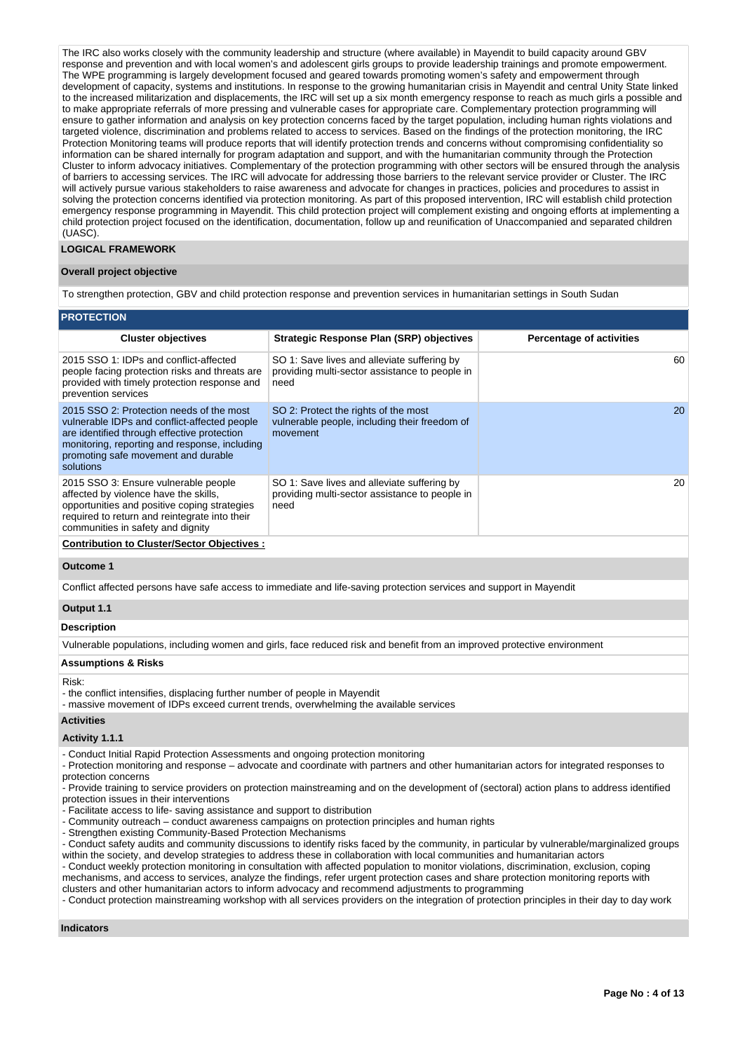The IRC also works closely with the community leadership and structure (where available) in Mayendit to build capacity around GBV response and prevention and with local women's and adolescent girls groups to provide leadership trainings and promote empowerment. The WPE programming is largely development focused and geared towards promoting women's safety and empowerment through development of capacity, systems and institutions. In response to the growing humanitarian crisis in Mayendit and central Unity State linked to the increased militarization and displacements, the IRC will set up a six month emergency response to reach as much girls a possible and to make appropriate referrals of more pressing and vulnerable cases for appropriate care. Complementary protection programming will ensure to gather information and analysis on key protection concerns faced by the target population, including human rights violations and targeted violence, discrimination and problems related to access to services. Based on the findings of the protection monitoring, the IRC Protection Monitoring teams will produce reports that will identify protection trends and concerns without compromising confidentiality so information can be shared internally for program adaptation and support, and with the humanitarian community through the Protection Cluster to inform advocacy initiatives. Complementary of the protection programming with other sectors will be ensured through the analysis of barriers to accessing services. The IRC will advocate for addressing those barriers to the relevant service provider or Cluster. The IRC will actively pursue various stakeholders to raise awareness and advocate for changes in practices, policies and procedures to assist in solving the protection concerns identified via protection monitoring. As part of this proposed intervention, IRC will establish child protection emergency response programming in Mayendit. This child protection project will complement existing and ongoing efforts at implementing a child protection project focused on the identification, documentation, follow up and reunification of Unaccompanied and separated children (UASC).

## LOGICAL FRAMEWORK

### Overall project objective

To strengthen protection, GBV and child protection response and prevention services in humanitarian settings in South Sudan

### PROTECTION

| Cluster objectives | Strategic Response Plan (SRP) objectives | Percentage of activities |
|---|---|---|
| 2015 SSO 1: IDPs and conflict-affected people facing protection risks and threats are provided with timely protection response and prevention services | SO 1: Save lives and alleviate suffering by providing multi-sector assistance to people in need | 60 |
| 2015 SSO 2: Protection needs of the most vulnerable IDPs and conflict-affected people are identified through effective protection monitoring, reporting and response, including promoting safe movement and durable solutions | SO 2: Protect the rights of the most vulnerable people, including their freedom of movement | 20 |
| 2015 SSO 3: Ensure vulnerable people affected by violence have the skills, opportunities and positive coping strategies required to return and reintegrate into their communities in safety and dignity | SO 1: Save lives and alleviate suffering by providing multi-sector assistance to people in need | 20 |

**Contribution to Cluster/Sector Objectives :**

### Outcome 1

Conflict affected persons have safe access to immediate and life-saving protection services and support in Mayendit

### Output 1.1

**Description**

Vulnerable populations, including women and girls, face reduced risk and benefit from an improved protective environment

**Assumptions & Risks**

Risk:
- the conflict intensifies, displacing further number of people in Mayendit
- massive movement of IDPs exceed current trends, overwhelming the available services

**Activities**

**Activity 1.1.1**

- Conduct Initial Rapid Protection Assessments and ongoing protection monitoring
- Protection monitoring and response – advocate and coordinate with partners and other humanitarian actors for integrated responses to protection concerns
- Provide training to service providers on protection mainstreaming and on the development of (sectoral) action plans to address identified protection issues in their interventions
- Facilitate access to life- saving assistance and support to distribution
- Community outreach – conduct awareness campaigns on protection principles and human rights
- Strengthen existing Community-Based Protection Mechanisms
- Conduct safety audits and community discussions to identify risks faced by the community, in particular by vulnerable/marginalized groups within the society, and develop strategies to address these in collaboration with local communities and humanitarian actors
- Conduct weekly protection monitoring in consultation with affected population to monitor violations, discrimination, exclusion, coping mechanisms, and access to services, analyze the findings, refer urgent protection cases and share protection monitoring reports with clusters and other humanitarian actors to inform advocacy and recommend adjustments to programming
- Conduct protection mainstreaming workshop with all services providers on the integration of protection principles in their day to day work

**Indicators**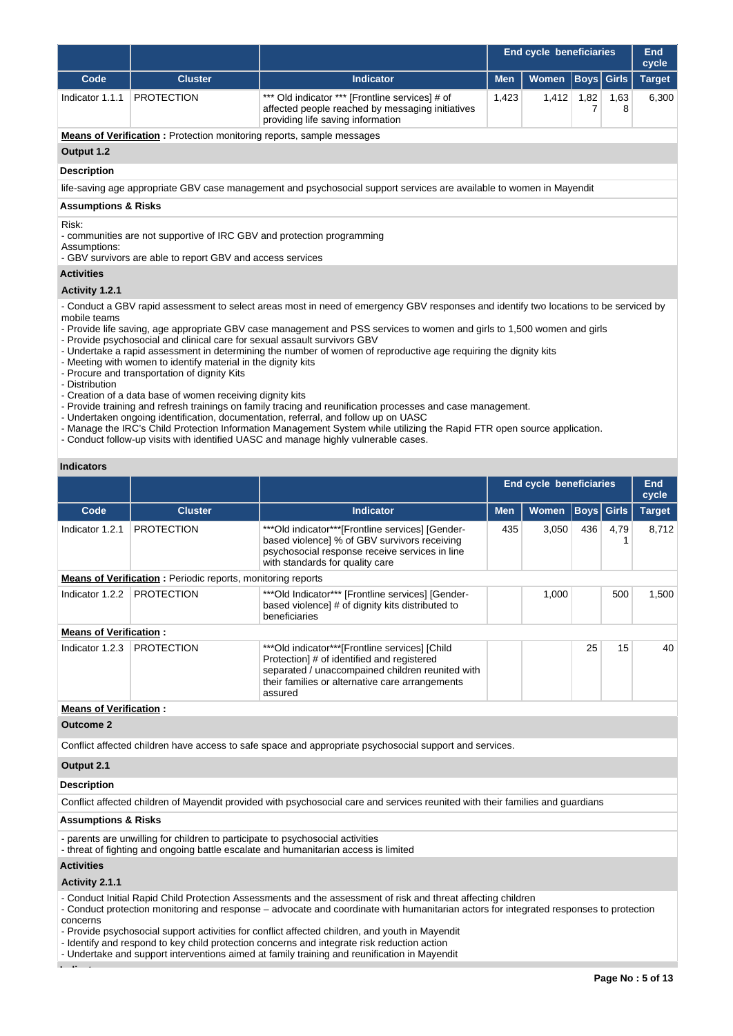| | | | End cycle beneficiaries | | | | End cycle |
|---|---|---|---|---|---|---|---|
| Code | Cluster | Indicator | Men | Women | Boys | Girls | Target |
| Indicator 1.1.1 | PROTECTION | *** Old indicator *** [Frontline services] # of affected people reached by messaging initiatives providing life saving information | 1,423 | 1,412 | 1,827 | 1,638 | 6,300 |

**Means of Verification :** Protection monitoring reports, sample messages

**Output 1.2**

**Description**

life-saving age appropriate GBV case management and psychosocial support services are available to women in Mayendit

**Assumptions & Risks**

Risk:
- communities are not supportive of IRC GBV and protection programming
Assumptions:
- GBV survivors are able to report GBV and access services

**Activities**

**Activity 1.2.1**

- Conduct a GBV rapid assessment to select areas most in need of emergency GBV responses and identify two locations to be serviced by mobile teams
- Provide life saving, age appropriate GBV case management and PSS services to women and girls to 1,500 women and girls
- Provide psychosocial and clinical care for sexual assault survivors GBV
- Undertake a rapid assessment in determining the number of women of reproductive age requiring the dignity kits
- Meeting with women to identify material in the dignity kits
- Procure and transportation of dignity Kits
- Distribution
- Creation of a data base of women receiving dignity kits
- Provide training and refresh trainings on family tracing and reunification processes and case management.
- Undertaken ongoing identification, documentation, referral, and follow up on UASC
- Manage the IRC's Child Protection Information Management System while utilizing the Rapid FTR open source application.
- Conduct follow-up visits with identified UASC and manage highly vulnerable cases.

**Indicators**

| | | | End cycle beneficiaries | | | | End cycle |
|---|---|---|---|---|---|---|---|
| Code | Cluster | Indicator | Men | Women | Boys | Girls | Target |
| Indicator 1.2.1 | PROTECTION | ***Old indicator***[Frontline services] [Gender-based violence] % of GBV survivors receiving psychosocial response receive services in line with standards for quality care | 435 | 3,050 | 436 | 4,791 | 8,712 |
| **Means of Verification :** Periodic reports, monitoring reports | | | | | | | |
| Indicator 1.2.2 | PROTECTION | ***Old Indicator*** [Frontline services] [Gender-based violence] # of dignity kits distributed to beneficiaries | | 1,000 | | 500 | 1,500 |
| **Means of Verification :** | | | | | | | |
| Indicator 1.2.3 | PROTECTION | ***Old indicator***[Frontline services] [Child Protection] # of identified and registered separated / unaccompanied children reunited with their families or alternative care arrangements assured | | | 25 | 15 | 40 |

**Means of Verification :**

**Outcome 2**

Conflict affected children have access to safe space and appropriate psychosocial support and services.

**Output 2.1**

**Description**

Conflict affected children of Mayendit provided with psychosocial care and services reunited with their families and guardians

**Assumptions & Risks**

- parents are unwilling for children to participate to psychosocial activities
- threat of fighting and ongoing battle escalate and humanitarian access is limited

**Activities**

**Activity 2.1.1**

- Conduct Initial Rapid Child Protection Assessments and the assessment of risk and threat affecting children
- Conduct protection monitoring and response – advocate and coordinate with humanitarian actors for integrated responses to protection concerns
- Provide psychosocial support activities for conflict affected children, and youth in Mayendit
- Identify and respond to key child protection concerns and integrate risk reduction action
- Undertake and support interventions aimed at family training and reunification in Mayendit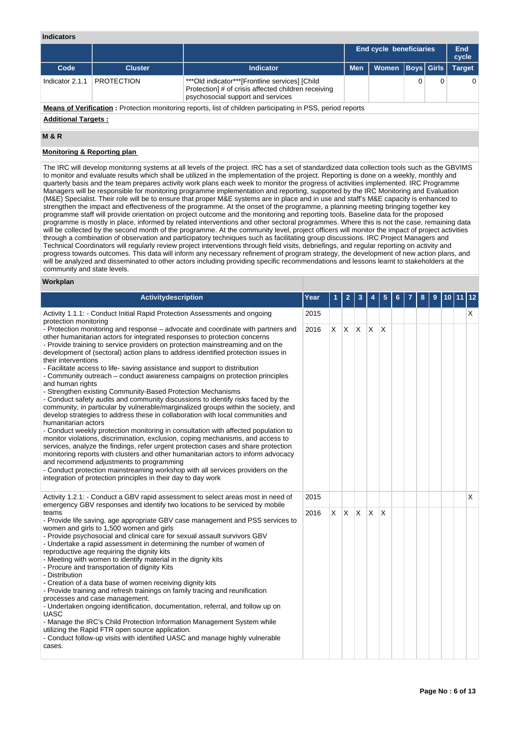### Indicators

| | | | End cycle beneficiaries | | | | End cycle |
|---|---|---|---|---|---|---|---|
| Code | Cluster | Indicator | Men | Women | Boys | Girls | Target |
| Indicator 2.1.1 | PROTECTION | ***Old indicator***[Frontline services] [Child Protection] # of crisis affected children receiving psychosocial support and services | | | 0 | 0 | 0 |

**Means of Verification :** Protection monitoring reports, list of children participating in PSS, period reports

**Additional Targets :**

### M & R

**Monitoring & Reporting plan**

The IRC will develop monitoring systems at all levels of the project. IRC has a set of standardized data collection tools such as the GBVIMS to monitor and evaluate results which shall be utilized in the implementation of the project. Reporting is done on a weekly, monthly and quarterly basis and the team prepares activity work plans each week to monitor the progress of activities implemented. IRC Programme Managers will be responsible for monitoring programme implementation and reporting, supported by the IRC Monitoring and Evaluation (M&E) Specialist. Their role will be to ensure that proper M&E systems are in place and in use and staff's M&E capacity is enhanced to strengthen the impact and effectiveness of the programme. At the onset of the programme, a planning meeting bringing together key programme staff will provide orientation on project outcome and the monitoring and reporting tools. Baseline data for the proposed programme is mostly in place, informed by related interventions and other sectoral programmes. Where this is not the case, remaining data will be collected by the second month of the programme. At the community level, project officers will monitor the impact of project activities through a combination of observation and participatory techniques such as facilitating group discussions. IRC Project Managers and Technical Coordinators will regularly review project interventions through field visits, debriefings, and regular reporting on activity and progress towards outcomes. This data will inform any necessary refinement of program strategy, the development of new action plans, and will be analyzed and disseminated to other actors including providing specific recommendations and lessons learnt to stakeholders at the community and state levels.

### Workplan

| Activitydescription | Year | 1 | 2 | 3 | 4 | 5 | 6 | 7 | 8 | 9 | 10 | 11 | 12 |
|---|---|---|---|---|---|---|---|---|---|---|---|---|---|
| Activity 1.1.1: - Conduct Initial Rapid Protection Assessments and ongoing protection monitoring<br>- Protection monitoring and response – advocate and coordinate with partners and other humanitarian actors for integrated responses to protection concerns<br>- Provide training to service providers on protection mainstreaming and on the development of (sectoral) action plans to address identified protection issues in their interventions<br>- Facilitate access to life- saving assistance and support to distribution<br>- Community outreach – conduct awareness campaigns on protection principles and human rights<br>- Strengthen existing Community-Based Protection Mechanisms<br>- Conduct safety audits and community discussions to identify risks faced by the community, in particular by vulnerable/marginalized groups within the society, and develop strategies to address these in collaboration with local communities and humanitarian actors<br>- Conduct weekly protection monitoring in consultation with affected population to monitor violations, discrimination, exclusion, coping mechanisms, and access to services, analyze the findings, refer urgent protection cases and share protection monitoring reports with clusters and other humanitarian actors to inform advocacy and recommend adjustments to programming<br>- Conduct protection mainstreaming workshop with all services providers on the integration of protection principles in their day to day work | 2015 | | | | | | | | | | | | X |
| | 2016 | X | X | X | X | X | | | | | | | |
| Activity 1.2.1: - Conduct a GBV rapid assessment to select areas most in need of emergency GBV responses and identify two locations to be serviced by mobile teams<br>- Provide life saving, age appropriate GBV case management and PSS services to women and girls to 1,500 women and girls<br>- Provide psychosocial and clinical care for sexual assault survivors GBV<br>- Undertake a rapid assessment in determining the number of women of reproductive age requiring the dignity kits<br>- Meeting with women to identify material in the dignity kits<br>- Procure and transportation of dignity Kits<br>- Distribution<br>- Creation of a data base of women receiving dignity kits<br>- Provide training and refresh trainings on family tracing and reunification processes and case management.<br>- Undertaken ongoing identification, documentation, referral, and follow up on UASC<br>- Manage the IRC's Child Protection Information Management System while utilizing the Rapid FTR open source application.<br>- Conduct follow-up visits with identified UASC and manage highly vulnerable cases. | 2015 | | | | | | | | | | | | X |
| | 2016 | X | X | X | X | X | | | | | | | |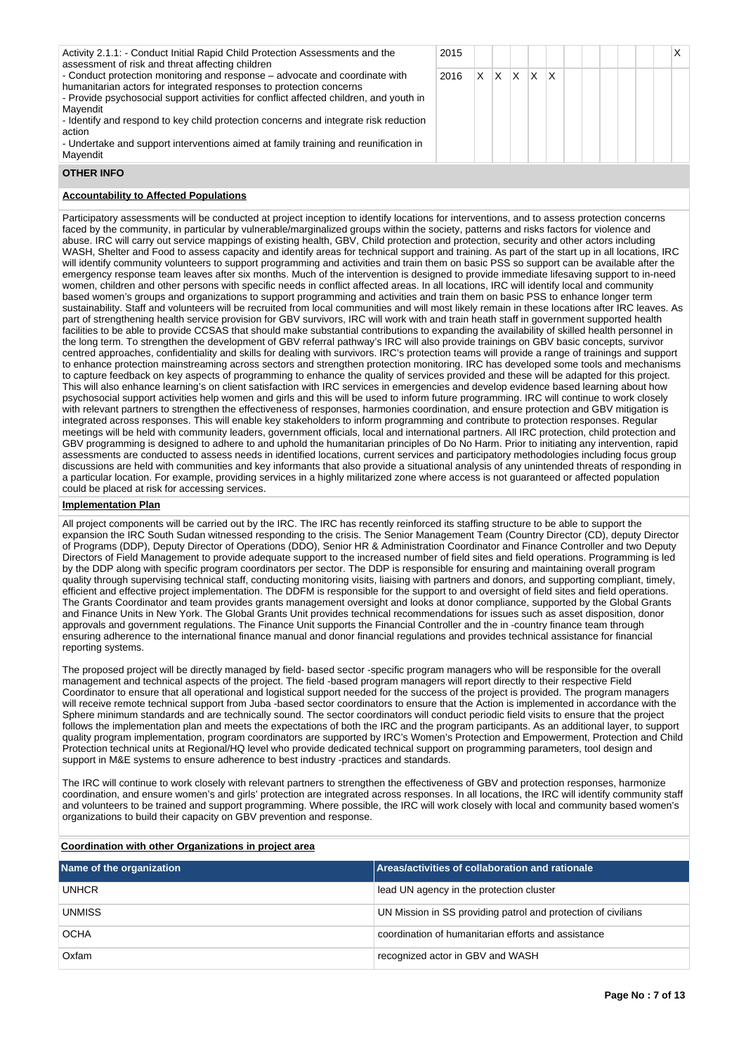| Activity | Year | 1 | 2 | 3 | 4 | 5 | 6 | 7 | 8 | 9 | 10 | 11 | 12 |
|---|---|---|---|---|---|---|---|---|---|---|---|---|---|
| Activity 2.1.1: - Conduct Initial Rapid Child Protection Assessments and the assessment of risk and threat affecting children<br>- Conduct protection monitoring and response – advocate and coordinate with humanitarian actors for integrated responses to protection concerns<br>- Provide psychosocial support activities for conflict affected children, and youth in Mayendit<br>- Identify and respond to key child protection concerns and integrate risk reduction action<br>- Undertake and support interventions aimed at family training and reunification in Mayendit | 2015 | | | | | | | | | | | | X |
| | 2016 | X | X | X | X | X | | | | | | | |

**OTHER INFO**

**Accountability to Affected Populations**

Participatory assessments will be conducted at project inception to identify locations for interventions, and to assess protection concerns faced by the community, in particular by vulnerable/marginalized groups within the society, patterns and risks factors for violence and abuse. IRC will carry out service mappings of existing health, GBV, Child protection and protection, security and other actors including WASH, Shelter and Food to assess capacity and identify areas for technical support and training. As part of the start up in all locations, IRC will identify community volunteers to support programming and activities and train them on basic PSS so support can be available after the emergency response team leaves after six months. Much of the intervention is designed to provide immediate lifesaving support to in-need women, children and other persons with specific needs in conflict affected areas. In all locations, IRC will identify local and community based women's groups and organizations to support programming and activities and train them on basic PSS to enhance longer term sustainability. Staff and volunteers will be recruited from local communities and will most likely remain in these locations after IRC leaves. As part of strengthening health service provision for GBV survivors, IRC will work with and train heath staff in government supported health facilities to be able to provide CCSAS that should make substantial contributions to expanding the availability of skilled health personnel in the long term. To strengthen the development of GBV referral pathway's IRC will also provide trainings on GBV basic concepts, survivor centred approaches, confidentiality and skills for dealing with survivors. IRC's protection teams will provide a range of trainings and support to enhance protection mainstreaming across sectors and strengthen protection monitoring. IRC has developed some tools and mechanisms to capture feedback on key aspects of programming to enhance the quality of services provided and these will be adapted for this project. This will also enhance learning's on client satisfaction with IRC services in emergencies and develop evidence based learning about how psychosocial support activities help women and girls and this will be used to inform future programming. IRC will continue to work closely with relevant partners to strengthen the effectiveness of responses, harmonies coordination, and ensure protection and GBV mitigation is integrated across responses. This will enable key stakeholders to inform programming and contribute to protection responses. Regular meetings will be held with community leaders, government officials, local and international partners. All IRC protection, child protection and GBV programming is designed to adhere to and uphold the humanitarian principles of Do No Harm. Prior to initiating any intervention, rapid assessments are conducted to assess needs in identified locations, current services and participatory methodologies including focus group discussions are held with communities and key informants that also provide a situational analysis of any unintended threats of responding in a particular location. For example, providing services in a highly militarized zone where access is not guaranteed or affected population could be placed at risk for accessing services.

**Implementation Plan**

All project components will be carried out by the IRC. The IRC has recently reinforced its staffing structure to be able to support the expansion the IRC South Sudan witnessed responding to the crisis. The Senior Management Team (Country Director (CD), deputy Director of Programs (DDP), Deputy Director of Operations (DDO), Senior HR & Administration Coordinator and Finance Controller and two Deputy Directors of Field Management to provide adequate support to the increased number of field sites and field operations. Programming is led by the DDP along with specific program coordinators per sector. The DDP is responsible for ensuring and maintaining overall program quality through supervising technical staff, conducting monitoring visits, liaising with partners and donors, and supporting compliant, timely, efficient and effective project implementation. The DDFM is responsible for the support to and oversight of field sites and field operations. The Grants Coordinator and team provides grants management oversight and looks at donor compliance, supported by the Global Grants and Finance Units in New York. The Global Grants Unit provides technical recommendations for issues such as asset disposition, donor approvals and government regulations. The Finance Unit supports the Financial Controller and the in -country finance team through ensuring adherence to the international finance manual and donor financial regulations and provides technical assistance for financial reporting systems.

The proposed project will be directly managed by field- based sector -specific program managers who will be responsible for the overall management and technical aspects of the project. The field -based program managers will report directly to their respective Field Coordinator to ensure that all operational and logistical support needed for the success of the project is provided. The program managers will receive remote technical support from Juba -based sector coordinators to ensure that the Action is implemented in accordance with the Sphere minimum standards and are technically sound. The sector coordinators will conduct periodic field visits to ensure that the project follows the implementation plan and meets the expectations of both the IRC and the program participants. As an additional layer, to support quality program implementation, program coordinators are supported by IRC's Women's Protection and Empowerment, Protection and Child Protection technical units at Regional/HQ level who provide dedicated technical support on programming parameters, tool design and support in M&E systems to ensure adherence to best industry -practices and standards.

The IRC will continue to work closely with relevant partners to strengthen the effectiveness of GBV and protection responses, harmonize coordination, and ensure women's and girls' protection are integrated across responses. In all locations, the IRC will identify community staff and volunteers to be trained and support programming. Where possible, the IRC will work closely with local and community based women's organizations to build their capacity on GBV prevention and response.

**Coordination with other Organizations in project area**

| Name of the organization | Areas/activities of collaboration and rationale |
|---|---|
| UNHCR | lead UN agency in the protection cluster |
| UNMISS | UN Mission in SS providing patrol and protection of civilians |
| OCHA | coordination of humanitarian efforts and assistance |
| Oxfam | recognized actor in GBV and WASH |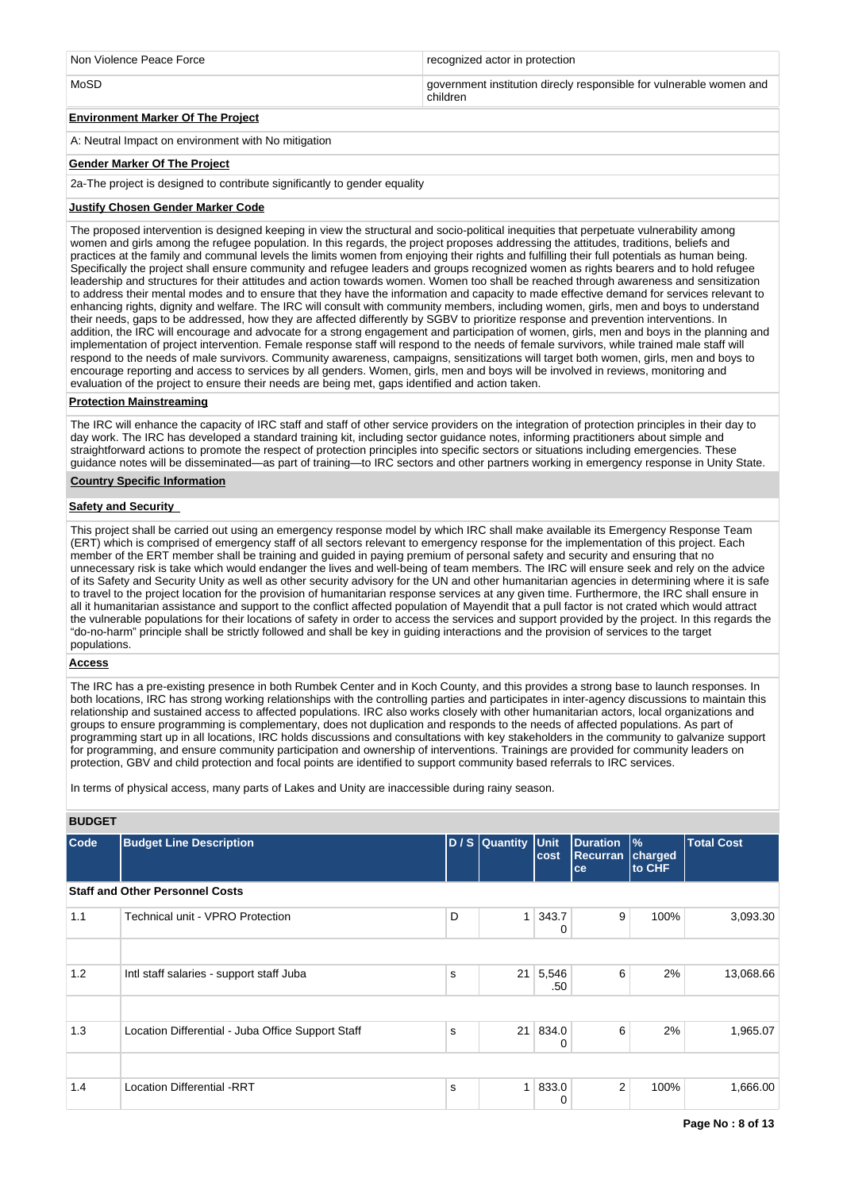| | |
|---|---|
| Non Violence Peace Force | recognized actor in protection |
| MoSD | government institution direcly responsible for vulnerable women and children |

**Environment Marker Of The Project**

A: Neutral Impact on environment with No mitigation

**Gender Marker Of The Project**

2a-The project is designed to contribute significantly to gender equality

**Justify Chosen Gender Marker Code**

The proposed intervention is designed keeping in view the structural and socio-political inequities that perpetuate vulnerability among women and girls among the refugee population. In this regards, the project proposes addressing the attitudes, traditions, beliefs and practices at the family and communal levels the limits women from enjoying their rights and fulfilling their full potentials as human being. Specifically the project shall ensure community and refugee leaders and groups recognized women as rights bearers and to hold refugee leadership and structures for their attitudes and action towards women. Women too shall be reached through awareness and sensitization to address their mental modes and to ensure that they have the information and capacity to made effective demand for services relevant to enhancing rights, dignity and welfare. The IRC will consult with community members, including women, girls, men and boys to understand their needs, gaps to be addressed, how they are affected differently by SGBV to prioritize response and prevention interventions. In addition, the IRC will encourage and advocate for a strong engagement and participation of women, girls, men and boys in the planning and implementation of project intervention. Female response staff will respond to the needs of female survivors, while trained male staff will respond to the needs of male survivors. Community awareness, campaigns, sensitizations will target both women, girls, men and boys to encourage reporting and access to services by all genders. Women, girls, men and boys will be involved in reviews, monitoring and evaluation of the project to ensure their needs are being met, gaps identified and action taken.

**Protection Mainstreaming**

The IRC will enhance the capacity of IRC staff and staff of other service providers on the integration of protection principles in their day to day work. The IRC has developed a standard training kit, including sector guidance notes, informing practitioners about simple and straightforward actions to promote the respect of protection principles into specific sectors or situations including emergencies. These guidance notes will be disseminated—as part of training—to IRC sectors and other partners working in emergency response in Unity State.

**Country Specific Information**

**Safety and Security**

This project shall be carried out using an emergency response model by which IRC shall make available its Emergency Response Team (ERT) which is comprised of emergency staff of all sectors relevant to emergency response for the implementation of this project. Each member of the ERT member shall be training and guided in paying premium of personal safety and security and ensuring that no unnecessary risk is take which would endanger the lives and well-being of team members. The IRC will ensure seek and rely on the advice of its Safety and Security Unity as well as other security advisory for the UN and other humanitarian agencies in determining where it is safe to travel to the project location for the provision of humanitarian response services at any given time. Furthermore, the IRC shall ensure in all it humanitarian assistance and support to the conflict affected population of Mayendit that a pull factor is not crated which would attract the vulnerable populations for their locations of safety in order to access the services and support provided by the project. In this regards the "do-no-harm" principle shall be strictly followed and shall be key in guiding interactions and the provision of services to the target populations.

**Access**

The IRC has a pre-existing presence in both Rumbek Center and in Koch County, and this provides a strong base to launch responses. In both locations, IRC has strong working relationships with the controlling parties and participates in inter-agency discussions to maintain this relationship and sustained access to affected populations. IRC also works closely with other humanitarian actors, local organizations and groups to ensure programming is complementary, does not duplication and responds to the needs of affected populations. As part of programming start up in all locations, IRC holds discussions and consultations with key stakeholders in the community to galvanize support for programming, and ensure community participation and ownership of interventions. Trainings are provided for community leaders on protection, GBV and child protection and focal points are identified to support community based referrals to IRC services.

In terms of physical access, many parts of Lakes and Unity are inaccessible during rainy season.

**BUDGET**

| Code | Budget Line Description | D / S | Quantity | Unit cost | Duration Recurrance | % charged to CHF | Total Cost |
|---|---|---|---|---|---|---|---|
| **Staff and Other Personnel Costs** | | | | | | | |
| 1.1 | Technical unit - VPRO Protection | D | 1 | 343.70 | 9 | 100% | 3,093.30 |
| | | | | | | | |
| 1.2 | Intl staff salaries - support staff Juba | s | 21 | 5,546.50 | 6 | 2% | 13,068.66 |
| | | | | | | | |
| 1.3 | Location Differential - Juba Office Support Staff | s | 21 | 834.00 | 6 | 2% | 1,965.07 |
| | | | | | | | |
| 1.4 | Location Differential -RRT | s | 1 | 833.00 | 2 | 100% | 1,666.00 |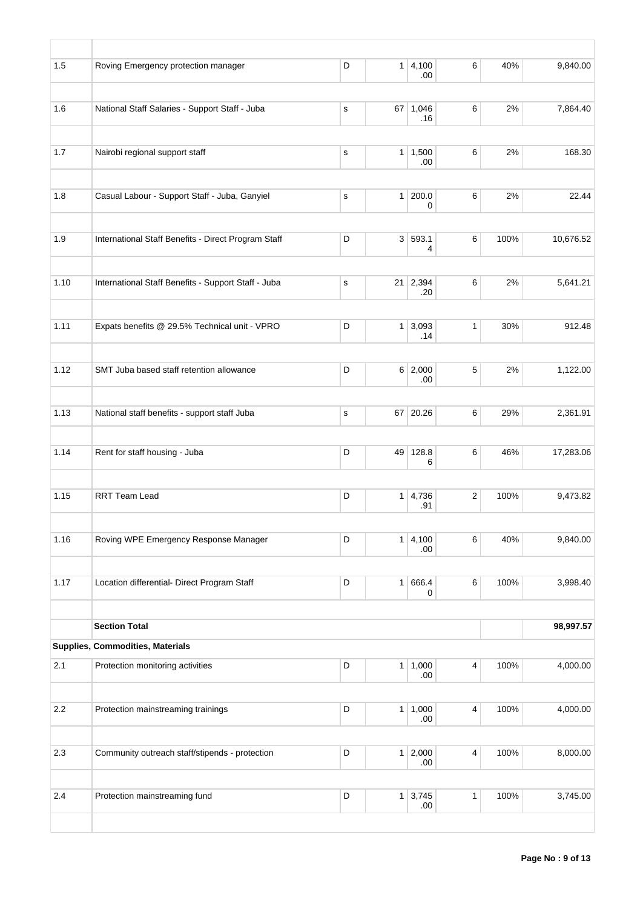| | | | | | | | |
|---|---|---|---|---|---|---|---|
| 1.5 | Roving Emergency protection manager | D | 1 | 4,100.00 | 6 | 40% | 9,840.00 |
| 1.6 | National Staff Salaries - Support Staff - Juba | s | 67 | 1,046.16 | 6 | 2% | 7,864.40 |
| 1.7 | Nairobi regional support staff | s | 1 | 1,500.00 | 6 | 2% | 168.30 |
| 1.8 | Casual Labour - Support Staff - Juba, Ganyiel | s | 1 | 200.00 | 6 | 2% | 22.44 |
| 1.9 | International Staff Benefits - Direct Program Staff | D | 3 | 593.14 | 6 | 100% | 10,676.52 |
| 1.10 | International Staff Benefits - Support Staff - Juba | s | 21 | 2,394.20 | 6 | 2% | 5,641.21 |
| 1.11 | Expats benefits @ 29.5% Technical unit - VPRO | D | 1 | 3,093.14 | 1 | 30% | 912.48 |
| 1.12 | SMT Juba based staff retention allowance | D | 6 | 2,000.00 | 5 | 2% | 1,122.00 |
| 1.13 | National staff benefits - support staff Juba | s | 67 | 20.26 | 6 | 29% | 2,361.91 |
| 1.14 | Rent for staff housing - Juba | D | 49 | 128.86 | 6 | 46% | 17,283.06 |
| 1.15 | RRT Team Lead | D | 1 | 4,736.91 | 2 | 100% | 9,473.82 |
| 1.16 | Roving WPE Emergency Response Manager | D | 1 | 4,100.00 | 6 | 40% | 9,840.00 |
| 1.17 | Location differential- Direct Program Staff | D | 1 | 666.40 | 6 | 100% | 3,998.40 |
| | **Section Total** | | | | | | **98,997.57** |
| **Supplies, Commodities, Materials** | | | | | | | |
| 2.1 | Protection monitoring activities | D | 1 | 1,000.00 | 4 | 100% | 4,000.00 |
| 2.2 | Protection mainstreaming trainings | D | 1 | 1,000.00 | 4 | 100% | 4,000.00 |
| 2.3 | Community outreach staff/stipends - protection | D | 1 | 2,000.00 | 4 | 100% | 8,000.00 |
| 2.4 | Protection mainstreaming fund | D | 1 | 3,745.00 | 1 | 100% | 3,745.00 |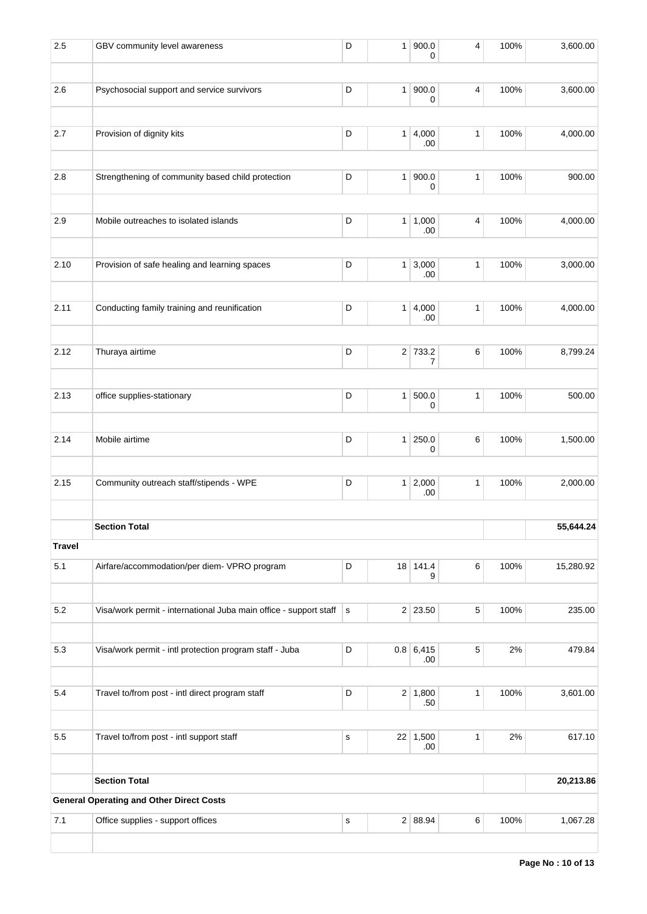| | | | | | | | |
|---|---|---|---|---|---|---|---|
| 2.5 | GBV community level awareness | D | 1 | 900.00 | 4 | 100% | 3,600.00 |
| | | | | | | | |
| 2.6 | Psychosocial support and service survivors | D | 1 | 900.00 | 4 | 100% | 3,600.00 |
| | | | | | | | |
| 2.7 | Provision of dignity kits | D | 1 | 4,000.00 | 1 | 100% | 4,000.00 |
| | | | | | | | |
| 2.8 | Strengthening of community based child protection | D | 1 | 900.00 | 1 | 100% | 900.00 |
| | | | | | | | |
| 2.9 | Mobile outreaches to isolated islands | D | 1 | 1,000.00 | 4 | 100% | 4,000.00 |
| | | | | | | | |
| 2.10 | Provision of safe healing and learning spaces | D | 1 | 3,000.00 | 1 | 100% | 3,000.00 |
| | | | | | | | |
| 2.11 | Conducting family training and reunification | D | 1 | 4,000.00 | 1 | 100% | 4,000.00 |
| | | | | | | | |
| 2.12 | Thuraya airtime | D | 2 | 733.27 | 6 | 100% | 8,799.24 |
| | | | | | | | |
| 2.13 | office supplies-stationary | D | 1 | 500.00 | 1 | 100% | 500.00 |
| | | | | | | | |
| 2.14 | Mobile airtime | D | 1 | 250.00 | 6 | 100% | 1,500.00 |
| | | | | | | | |
| 2.15 | Community outreach staff/stipends - WPE | D | 1 | 2,000.00 | 1 | 100% | 2,000.00 |
| | | | | | | | |
| | **Section Total** | | | | | | **55,644.24** |
| **Travel** | | | | | | | |
| 5.1 | Airfare/accommodation/per diem- VPRO program | D | 18 | 141.49 | 6 | 100% | 15,280.92 |
| | | | | | | | |
| 5.2 | Visa/work permit - international Juba main office - support staff | s | 2 | 23.50 | 5 | 100% | 235.00 |
| | | | | | | | |
| 5.3 | Visa/work permit - intl protection program staff - Juba | D | 0.8 | 6,415.00 | 5 | 2% | 479.84 |
| | | | | | | | |
| 5.4 | Travel to/from post - intl direct program staff | D | 2 | 1,800.50 | 1 | 100% | 3,601.00 |
| | | | | | | | |
| 5.5 | Travel to/from post - intl support staff | s | 22 | 1,500.00 | 1 | 2% | 617.10 |
| | | | | | | | |
| | **Section Total** | | | | | | **20,213.86** |
| **General Operating and Other Direct Costs** | | | | | | | |
| 7.1 | Office supplies - support offices | s | 2 | 88.94 | 6 | 100% | 1,067.28 |
| | | | | | | | |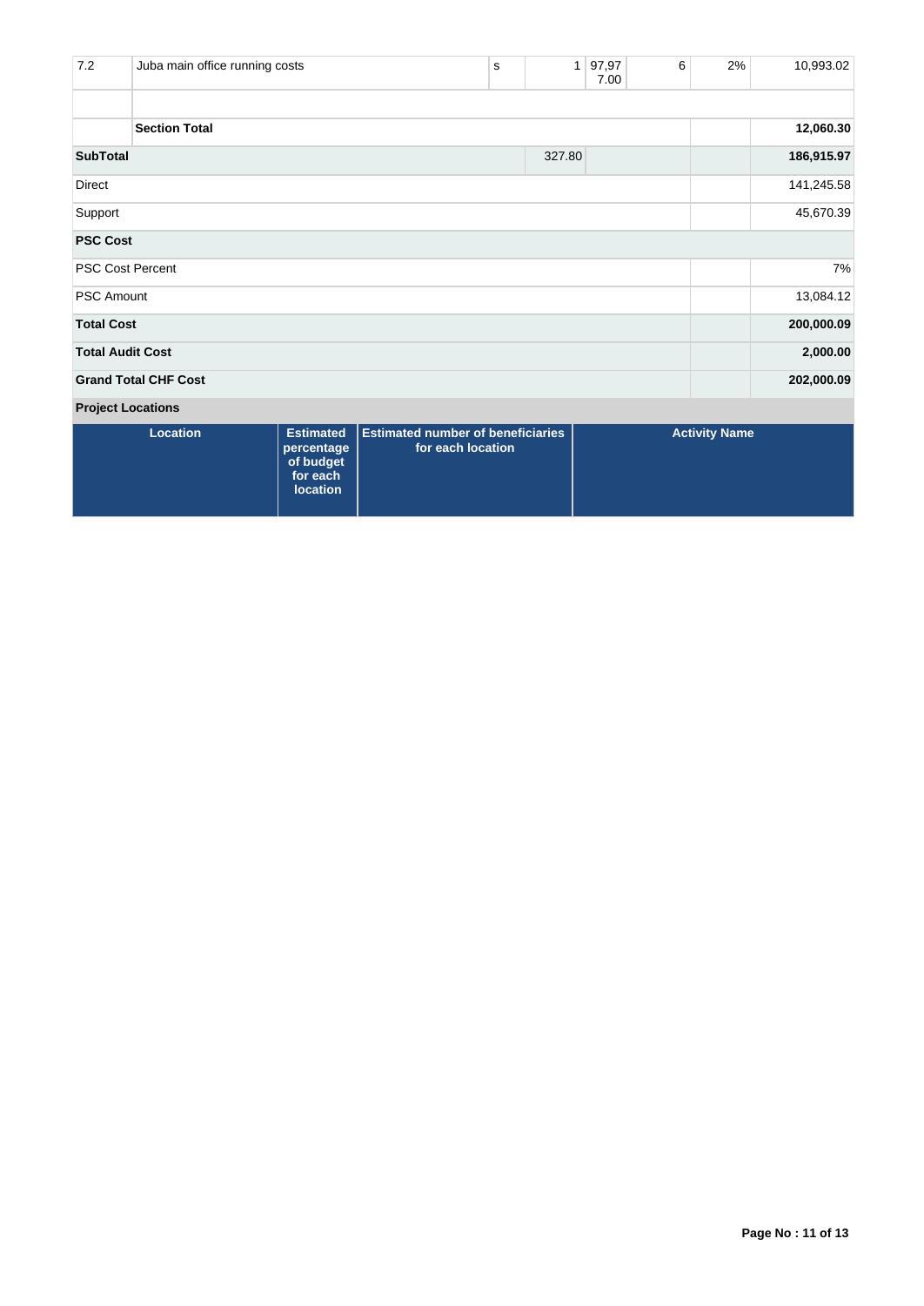| 7.2 | Juba main office running costs | s | 1 | 97,977.00 | 6 | 2% | 10,993.02 |
|---|---|---|---|---|---|---|---|
| | | | | | | | |
| | **Section Total** | | | | | | **12,060.30** |
| **SubTotal** | | | 327.80 | | | | **186,915.97** |
| Direct | | | | | | | 141,245.58 |
| Support | | | | | | | 45,670.39 |
| **PSC Cost** | | | | | | | |
| PSC Cost Percent | | | | | | | 7% |
| PSC Amount | | | | | | | 13,084.12 |
| **Total Cost** | | | | | | | **200,000.09** |
| **Total Audit Cost** | | | | | | | **2,000.00** |
| **Grand Total CHF Cost** | | | | | | | **202,000.09** |

**Project Locations**

| Location | Estimated percentage of budget for each location | Estimated number of beneficiaries for each location | Activity Name |
|---|---|---|---|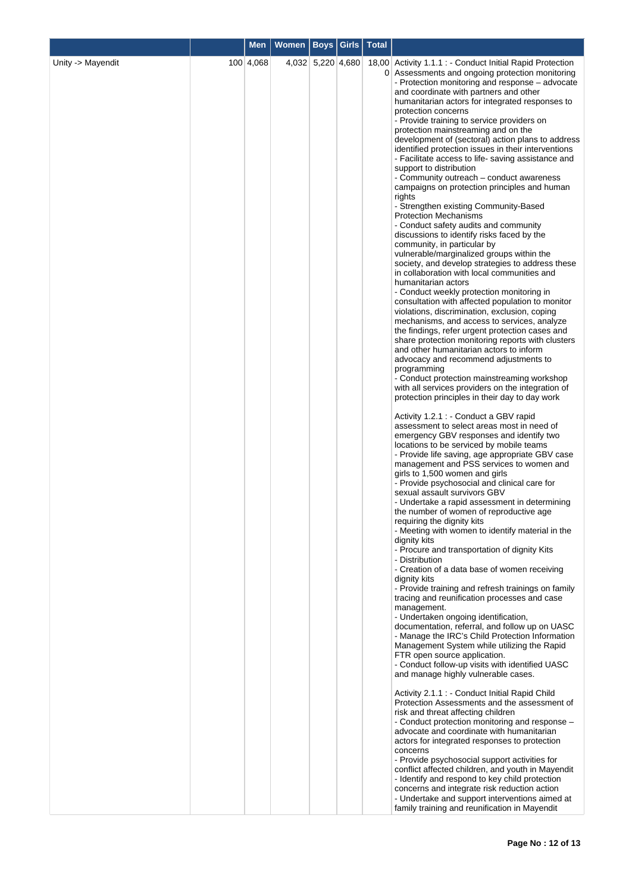| | | Men | Women | Boys | Girls | Total | |
|---|---|---|---|---|---|---|---|
| Unity -> Mayendit | 100 | 4,068 | 4,032 | 5,220 | 4,680 | 18,000 | Activity 1.1.1 : - Conduct Initial Rapid Protection Assessments and ongoing protection monitoring<br>- Protection monitoring and response – advocate and coordinate with partners and other humanitarian actors for integrated responses to protection concerns<br>- Provide training to service providers on protection mainstreaming and on the development of (sectoral) action plans to address identified protection issues in their interventions<br>- Facilitate access to life- saving assistance and support to distribution<br>- Community outreach – conduct awareness campaigns on protection principles and human rights<br>- Strengthen existing Community-Based Protection Mechanisms<br>- Conduct safety audits and community discussions to identify risks faced by the community, in particular by vulnerable/marginalized groups within the society, and develop strategies to address these in collaboration with local communities and humanitarian actors<br>- Conduct weekly protection monitoring in consultation with affected population to monitor violations, discrimination, exclusion, coping mechanisms, and access to services, analyze the findings, refer urgent protection cases and share protection monitoring reports with clusters and other humanitarian actors to inform advocacy and recommend adjustments to programming<br>- Conduct protection mainstreaming workshop with all services providers on the integration of protection principles in their day to day work<br><br>Activity 1.2.1 : - Conduct a GBV rapid assessment to select areas most in need of emergency GBV responses and identify two locations to be serviced by mobile teams<br>- Provide life saving, age appropriate GBV case management and PSS services to women and girls to 1,500 women and girls<br>- Provide psychosocial and clinical care for sexual assault survivors GBV<br>- Undertake a rapid assessment in determining the number of women of reproductive age requiring the dignity kits<br>- Meeting with women to identify material in the dignity kits<br>- Procure and transportation of dignity Kits<br>- Distribution<br>- Creation of a data base of women receiving dignity kits<br>- Provide training and refresh trainings on family tracing and reunification processes and case management.<br>- Undertaken ongoing identification, documentation, referral, and follow up on UASC<br>- Manage the IRC's Child Protection Information Management System while utilizing the Rapid FTR open source application.<br>- Conduct follow-up visits with identified UASC and manage highly vulnerable cases.<br><br>Activity 2.1.1 : - Conduct Initial Rapid Child Protection Assessments and the assessment of risk and threat affecting children<br>- Conduct protection monitoring and response – advocate and coordinate with humanitarian actors for integrated responses to protection concerns<br>- Provide psychosocial support activities for conflict affected children, and youth in Mayendit<br>- Identify and respond to key child protection concerns and integrate risk reduction action<br>- Undertake and support interventions aimed at family training and reunification in Mayendit |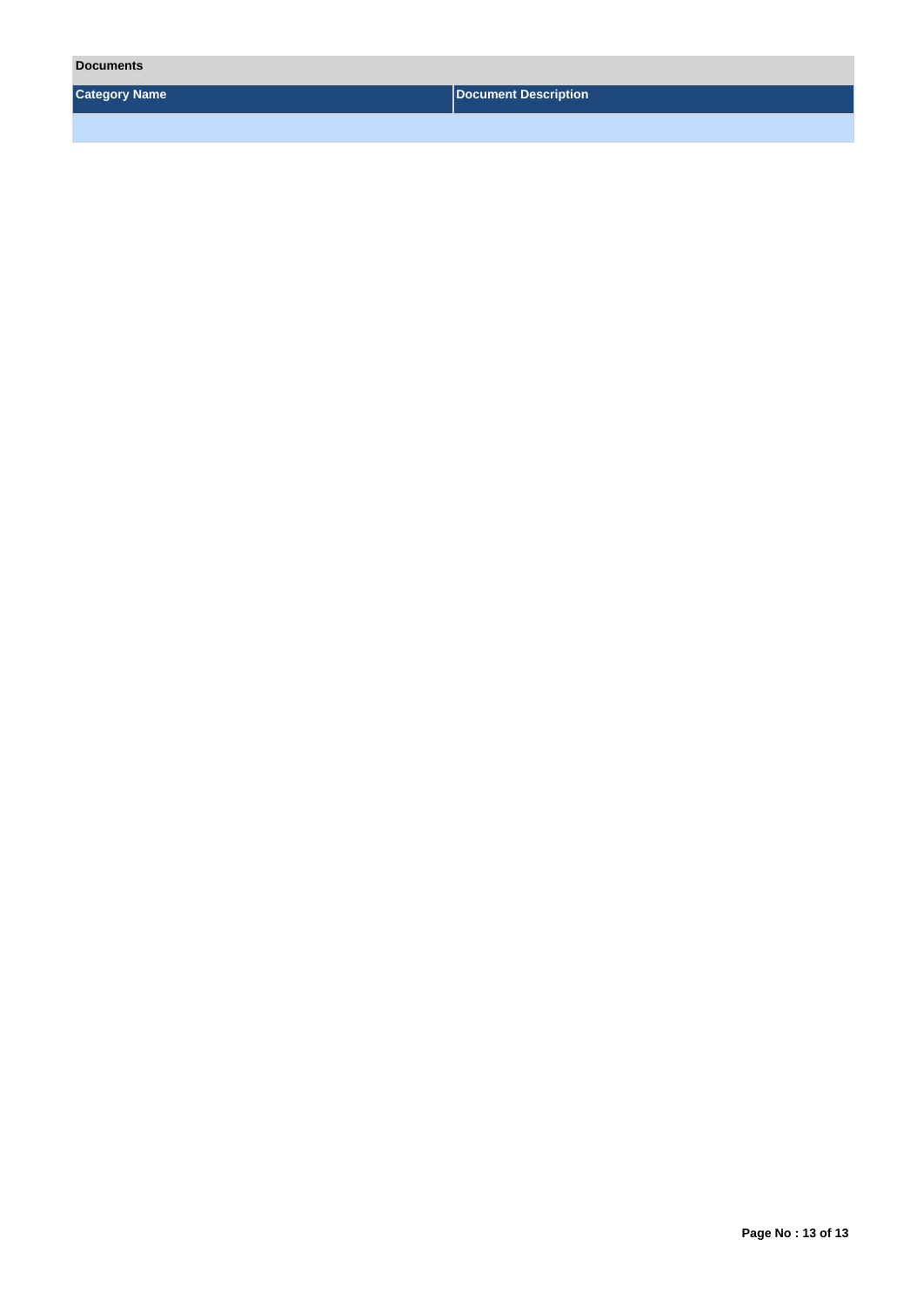**Documents**

| Category Name | Document Description |
|---|---|
| | |